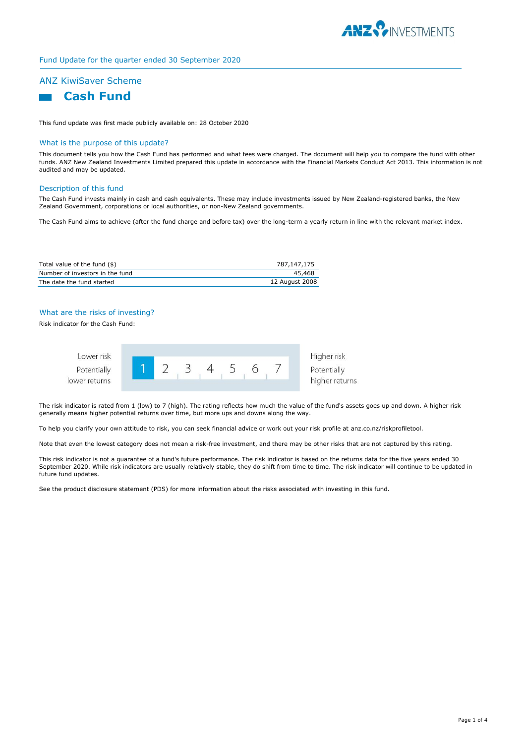Fund Update for the quarter ended 30 September 2020

# ANZ KiwiSaver Scheme

## Cash Fund

This fund update was first made publicly available on: 28 October 2020

### What is the purpose of this update?

This document tells you how the Cash Fund has performed and what fees were charged. The document will help you to compare the fund with other funds. ANZ New Zealand Investments Limited prepared this update in accordance with the Financial Markets Conduct Act 2013. This information is not audited and may be updated.

### Description of this fund

The Cash Fund invests mainly in cash and cash equivalents. These may include investments issued by New Zealand-registered banks, the New Zealand Government, corporations or local authorities, or non-New Zealand governments.

The Cash Fund aims to achieve (after the fund charge and before tax) over the long-term a yearly return in line with the relevant market index.

| | |
|---|---|
| Total value of the fund ($) | 787,147,175 |
| Number of investors in the fund | 45,468 |
| The date the fund started | 12 August 2008 |

### What are the risks of investing?

Risk indicator for the Cash Fund:

| Lower risk / Potentially lower returns | **1** | 2 | 3 | 4 | 5 | 6 | 7 | Higher risk / Potentially higher returns |
|---|---|---|---|---|---|---|---|---|

The risk indicator is rated from 1 (low) to 7 (high). The rating reflects how much the value of the fund's assets goes up and down. A higher risk generally means higher potential returns over time, but more ups and downs along the way.

To help you clarify your own attitude to risk, you can seek financial advice or work out your risk profile at anz.co.nz/riskprofiletool.

Note that even the lowest category does not mean a risk-free investment, and there may be other risks that are not captured by this rating.

This risk indicator is not a guarantee of a fund's future performance. The risk indicator is based on the returns data for the five years ended 30 September 2020. While risk indicators are usually relatively stable, they do shift from time to time. The risk indicator will continue to be updated in future fund updates.

See the product disclosure statement (PDS) for more information about the risks associated with investing in this fund.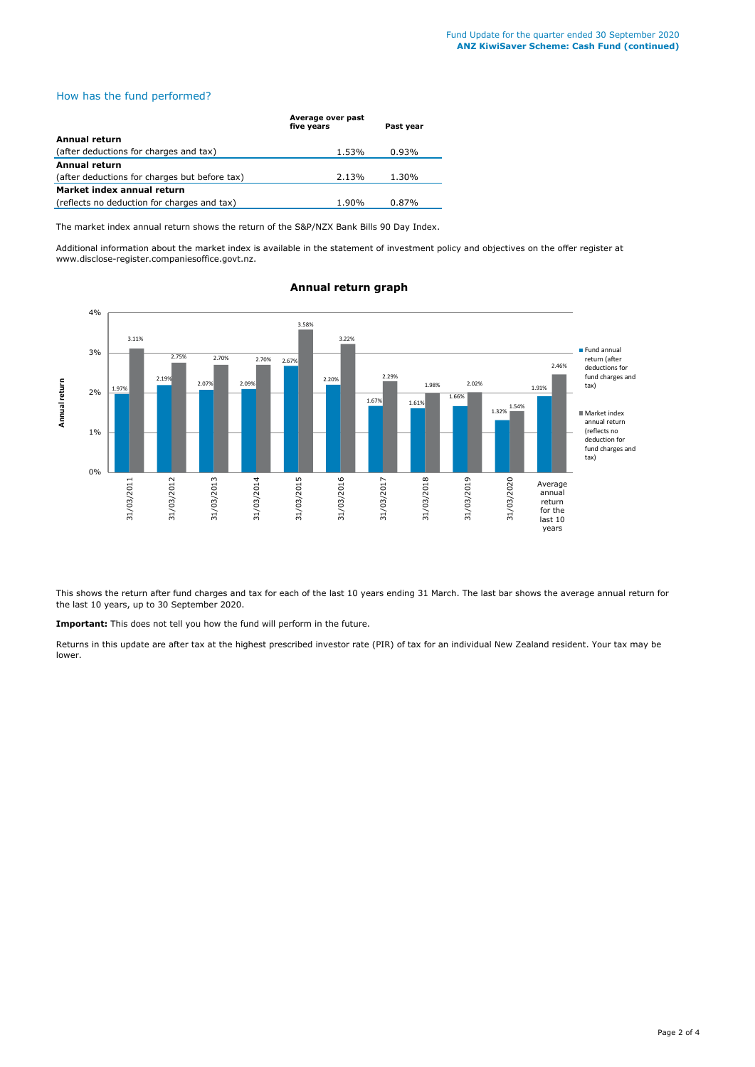## How has the fund performed?

| | Average over past five years | Past year |
|---|---|---|
| **Annual return** | | |
| (after deductions for charges and tax) | 1.53% | 0.93% |
| **Annual return** | | |
| (after deductions for charges but before tax) | 2.13% | 1.30% |
| **Market index annual return** | | |
| (reflects no deduction for charges and tax) | 1.90% | 0.87% |

The market index annual return shows the return of the S&P/NZX Bank Bills 90 Day Index.

Additional information about the market index is available in the statement of investment policy and objectives on the offer register at www.disclose-register.companiesoffice.govt.nz.

### Annual return graph

| | Fund annual return (after deductions for fund charges and tax) | Market index annual return (reflects no deduction for fund charges and tax) |
|---|---|---|
| 31/03/2011 | 1.97% | 3.11% |
| 31/03/2012 | 2.19% | 2.75% |
| 31/03/2013 | 2.07% | 2.70% |
| 31/03/2014 | 2.09% | 2.70% |
| 31/03/2015 | 2.67% | 3.58% |
| 31/03/2016 | 2.20% | 3.22% |
| 31/03/2017 | 1.67% | 2.29% |
| 31/03/2018 | 1.61% | 1.98% |
| 31/03/2019 | 1.66% | 2.02% |
| 31/03/2020 | 1.32% | 1.54% |
| Average annual return for the last 10 years | 1.91% | 2.46% |

This shows the return after fund charges and tax for each of the last 10 years ending 31 March. The last bar shows the average annual return for the last 10 years, up to 30 September 2020.

**Important:** This does not tell you how the fund will perform in the future.

Returns in this update are after tax at the highest prescribed investor rate (PIR) of tax for an individual New Zealand resident. Your tax may be lower.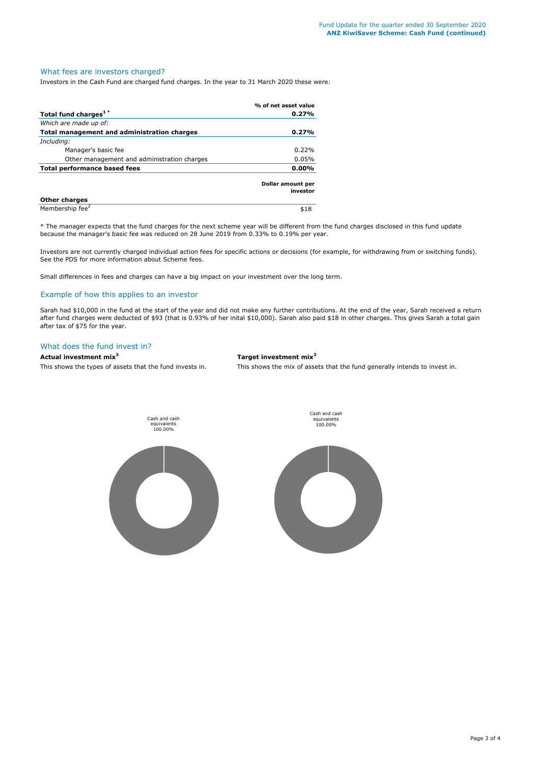## What fees are investors charged?

Investors in the Cash Fund are charged fund charges. In the year to 31 March 2020 these were:

| | % of net asset value |
|---|---|
| **Total fund charges[1] *** | **0.27%** |
| *Which are made up of:* | |
| **Total management and administration charges** | **0.27%** |
| *Including:* | |
| Manager's basic fee | 0.22% |
| Other management and administration charges | 0.05% |
| **Total performance based fees** | **0.00%** |
| | **Dollar amount per investor** |
| **Other charges** | |
| Membership fee[2] | $18 |

* The manager expects that the fund charges for the next scheme year will be different from the fund charges disclosed in this fund update because the manager's basic fee was reduced on 28 June 2019 from 0.33% to 0.19% per year.

Investors are not currently charged individual action fees for specific actions or decisions (for example, for withdrawing from or switching funds). See the PDS for more information about Scheme fees.

Small differences in fees and charges can have a big impact on your investment over the long term.

## Example of how this applies to an investor

Sarah had $10,000 in the fund at the start of the year and did not make any further contributions. At the end of the year, Sarah received a return after fund charges were deducted of $93 (that is 0.93% of her inital $10,000). Sarah also paid $18 in other charges. This gives Sarah a total gain after tax of $75 for the year.

## What does the fund invest in?

**Actual investment mix[3]**

This shows the types of assets that the fund invests in.

Cash and cash equivalents 100.00%

**Target investment mix[3]**

This shows the mix of assets that the fund generally intends to invest in.

Cash and cash equivalents 100.00%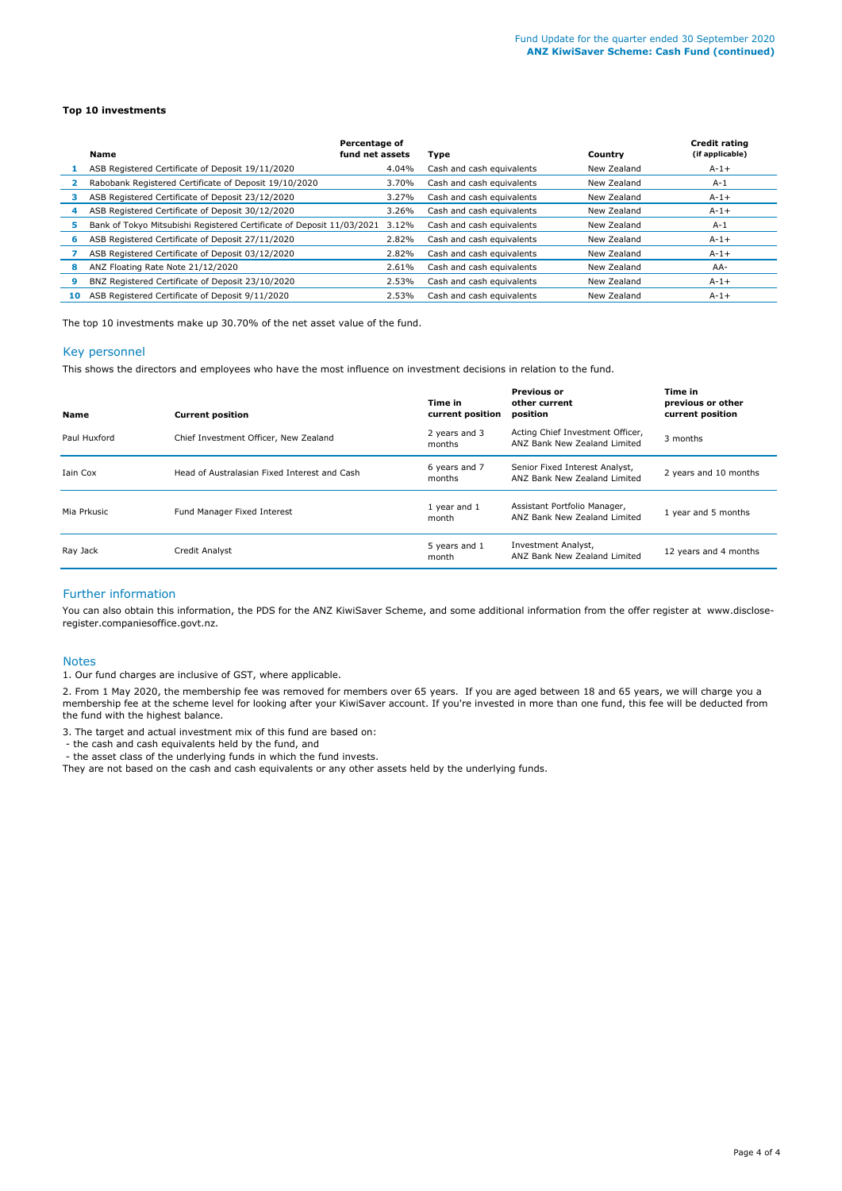### Top 10 investments

| | Name | Percentage of fund net assets | Type | Country | Credit rating (if applicable) |
|---|---|---|---|---|---|
| 1 | ASB Registered Certificate of Deposit 19/11/2020 | 4.04% | Cash and cash equivalents | New Zealand | A-1+ |
| 2 | Rabobank Registered Certificate of Deposit 19/10/2020 | 3.70% | Cash and cash equivalents | New Zealand | A-1 |
| 3 | ASB Registered Certificate of Deposit 23/12/2020 | 3.27% | Cash and cash equivalents | New Zealand | A-1+ |
| 4 | ASB Registered Certificate of Deposit 30/12/2020 | 3.26% | Cash and cash equivalents | New Zealand | A-1+ |
| 5 | Bank of Tokyo Mitsubishi Registered Certificate of Deposit 11/03/2021 | 3.12% | Cash and cash equivalents | New Zealand | A-1 |
| 6 | ASB Registered Certificate of Deposit 27/11/2020 | 2.82% | Cash and cash equivalents | New Zealand | A-1+ |
| 7 | ASB Registered Certificate of Deposit 03/12/2020 | 2.82% | Cash and cash equivalents | New Zealand | A-1+ |
| 8 | ANZ Floating Rate Note 21/12/2020 | 2.61% | Cash and cash equivalents | New Zealand | AA- |
| 9 | BNZ Registered Certificate of Deposit 23/10/2020 | 2.53% | Cash and cash equivalents | New Zealand | A-1+ |
| 10 | ASB Registered Certificate of Deposit 9/11/2020 | 2.53% | Cash and cash equivalents | New Zealand | A-1+ |

The top 10 investments make up 30.70% of the net asset value of the fund.

## Key personnel

This shows the directors and employees who have the most influence on investment decisions in relation to the fund.

| Name | Current position | Time in current position | Previous or other current position | Time in previous or other current position |
|---|---|---|---|---|
| Paul Huxford | Chief Investment Officer, New Zealand | 2 years and 3 months | Acting Chief Investment Officer, ANZ Bank New Zealand Limited | 3 months |
| Iain Cox | Head of Australasian Fixed Interest and Cash | 6 years and 7 months | Senior Fixed Interest Analyst, ANZ Bank New Zealand Limited | 2 years and 10 months |
| Mia Prkusic | Fund Manager Fixed Interest | 1 year and 1 month | Assistant Portfolio Manager, ANZ Bank New Zealand Limited | 1 year and 5 months |
| Ray Jack | Credit Analyst | 5 years and 1 month | Investment Analyst, ANZ Bank New Zealand Limited | 12 years and 4 months |

## Further information

You can also obtain this information, the PDS for the ANZ KiwiSaver Scheme, and some additional information from the offer register at www.disclose-register.companiesoffice.govt.nz.

## Notes

1. Our fund charges are inclusive of GST, where applicable.

2. From 1 May 2020, the membership fee was removed for members over 65 years. If you are aged between 18 and 65 years, we will charge you a membership fee at the scheme level for looking after your KiwiSaver account. If you're invested in more than one fund, this fee will be deducted from the fund with the highest balance.

3. The target and actual investment mix of this fund are based on:
 - the cash and cash equivalents held by the fund, and
 - the asset class of the underlying funds in which the fund invests.

They are not based on the cash and cash equivalents or any other assets held by the underlying funds.